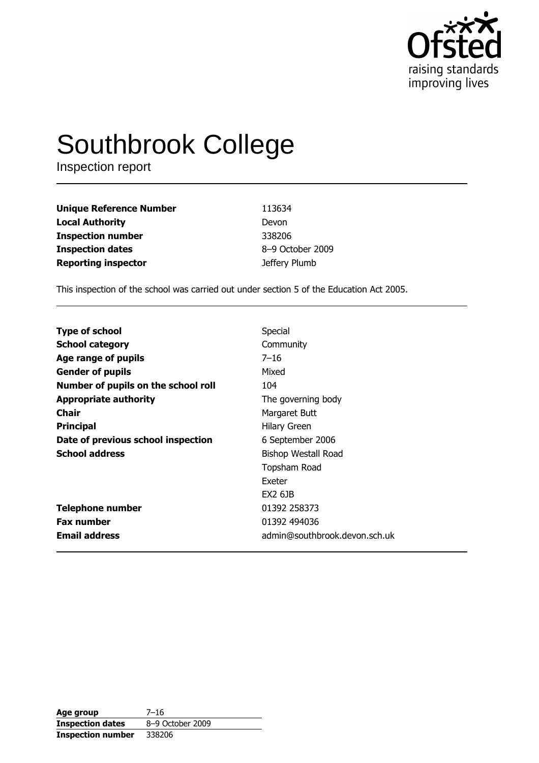Ofsted
raising standards
improving lives

# Southbrook College

Inspection report

| | |
|---|---|
| **Unique Reference Number** | 113634 |
| **Local Authority** | Devon |
| **Inspection number** | 338206 |
| **Inspection dates** | 8–9 October 2009 |
| **Reporting inspector** | Jeffery Plumb |

This inspection of the school was carried out under section 5 of the Education Act 2005.

| | |
|---|---|
| **Type of school** | Special |
| **School category** | Community |
| **Age range of pupils** | 7–16 |
| **Gender of pupils** | Mixed |
| **Number of pupils on the school roll** | 104 |
| **Appropriate authority** | The governing body |
| **Chair** | Margaret Butt |
| **Principal** | Hilary Green |
| **Date of previous school inspection** | 6 September 2006 |
| **School address** | Bishop Westall Road<br>Topsham Road<br>Exeter<br>EX2 6JB |
| **Telephone number** | 01392 258373 |
| **Fax number** | 01392 494036 |
| **Email address** | admin@southbrook.devon.sch.uk |

| | |
|---|---|
| **Age group** | 7–16 |
| **Inspection dates** | 8–9 October 2009 |
| **Inspection number** | 338206 |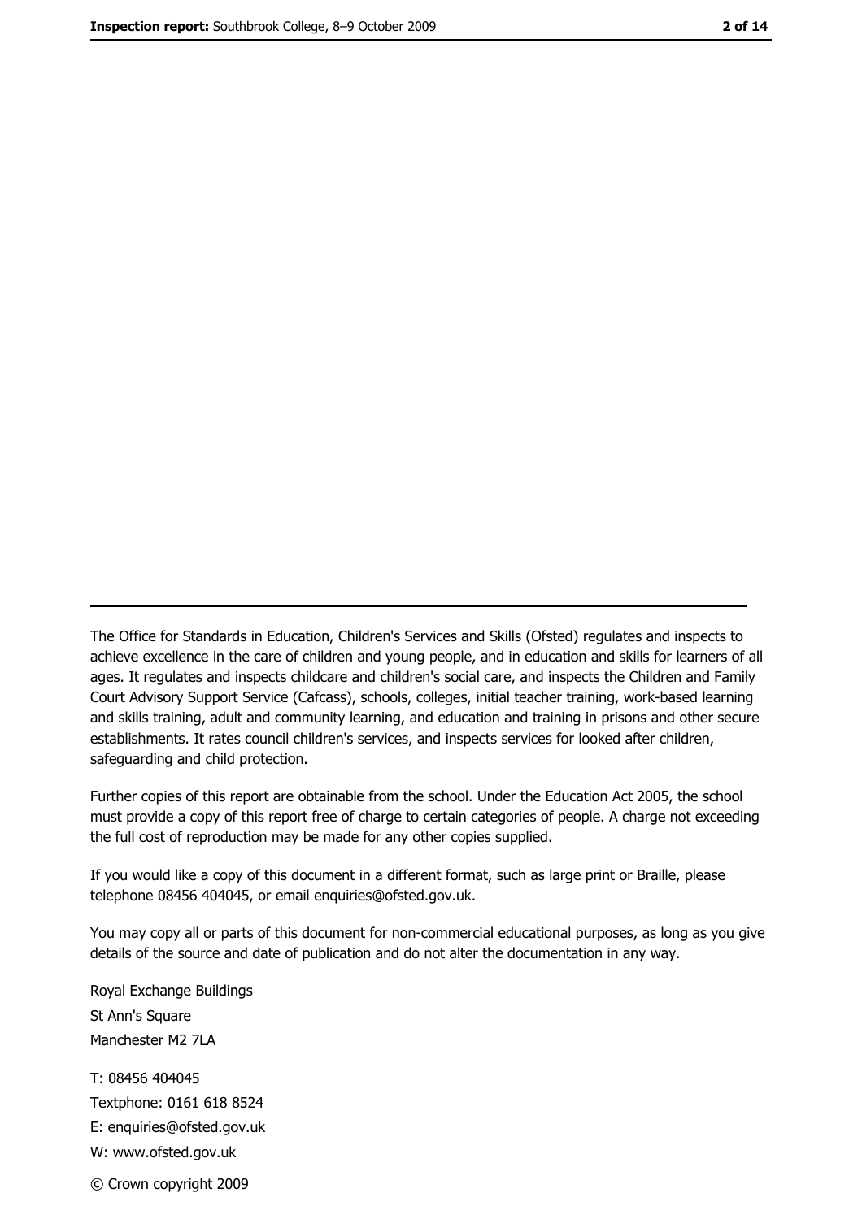---

The Office for Standards in Education, Children's Services and Skills (Ofsted) regulates and inspects to achieve excellence in the care of children and young people, and in education and skills for learners of all ages. It regulates and inspects childcare and children's social care, and inspects the Children and Family Court Advisory Support Service (Cafcass), schools, colleges, initial teacher training, work-based learning and skills training, adult and community learning, and education and training in prisons and other secure establishments. It rates council children's services, and inspects services for looked after children, safeguarding and child protection.

Further copies of this report are obtainable from the school. Under the Education Act 2005, the school must provide a copy of this report free of charge to certain categories of people. A charge not exceeding the full cost of reproduction may be made for any other copies supplied.

If you would like a copy of this document in a different format, such as large print or Braille, please telephone 08456 404045, or email enquiries@ofsted.gov.uk.

You may copy all or parts of this document for non-commercial educational purposes, as long as you give details of the source and date of publication and do not alter the documentation in any way.

Royal Exchange Buildings
St Ann's Square
Manchester M2 7LA

T: 08456 404045
Textphone: 0161 618 8524
E: enquiries@ofsted.gov.uk
W: www.ofsted.gov.uk

© Crown copyright 2009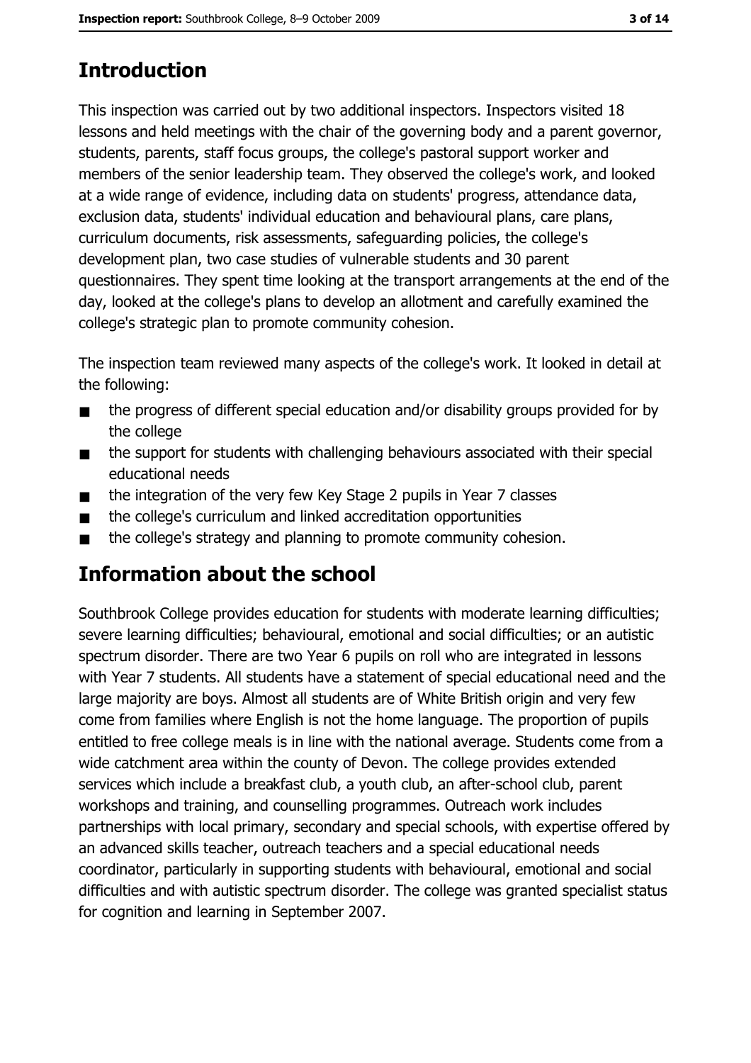# Introduction

This inspection was carried out by two additional inspectors. Inspectors visited 18 lessons and held meetings with the chair of the governing body and a parent governor, students, parents, staff focus groups, the college's pastoral support worker and members of the senior leadership team. They observed the college's work, and looked at a wide range of evidence, including data on students' progress, attendance data, exclusion data, students' individual education and behavioural plans, care plans, curriculum documents, risk assessments, safeguarding policies, the college's development plan, two case studies of vulnerable students and 30 parent questionnaires. They spent time looking at the transport arrangements at the end of the day, looked at the college's plans to develop an allotment and carefully examined the college's strategic plan to promote community cohesion.

The inspection team reviewed many aspects of the college's work. It looked in detail at the following:

- the progress of different special education and/or disability groups provided for by the college
- the support for students with challenging behaviours associated with their special educational needs
- the integration of the very few Key Stage 2 pupils in Year 7 classes
- the college's curriculum and linked accreditation opportunities
- the college's strategy and planning to promote community cohesion.

# Information about the school

Southbrook College provides education for students with moderate learning difficulties; severe learning difficulties; behavioural, emotional and social difficulties; or an autistic spectrum disorder. There are two Year 6 pupils on roll who are integrated in lessons with Year 7 students. All students have a statement of special educational need and the large majority are boys. Almost all students are of White British origin and very few come from families where English is not the home language. The proportion of pupils entitled to free college meals is in line with the national average. Students come from a wide catchment area within the county of Devon. The college provides extended services which include a breakfast club, a youth club, an after-school club, parent workshops and training, and counselling programmes. Outreach work includes partnerships with local primary, secondary and special schools, with expertise offered by an advanced skills teacher, outreach teachers and a special educational needs coordinator, particularly in supporting students with behavioural, emotional and social difficulties and with autistic spectrum disorder. The college was granted specialist status for cognition and learning in September 2007.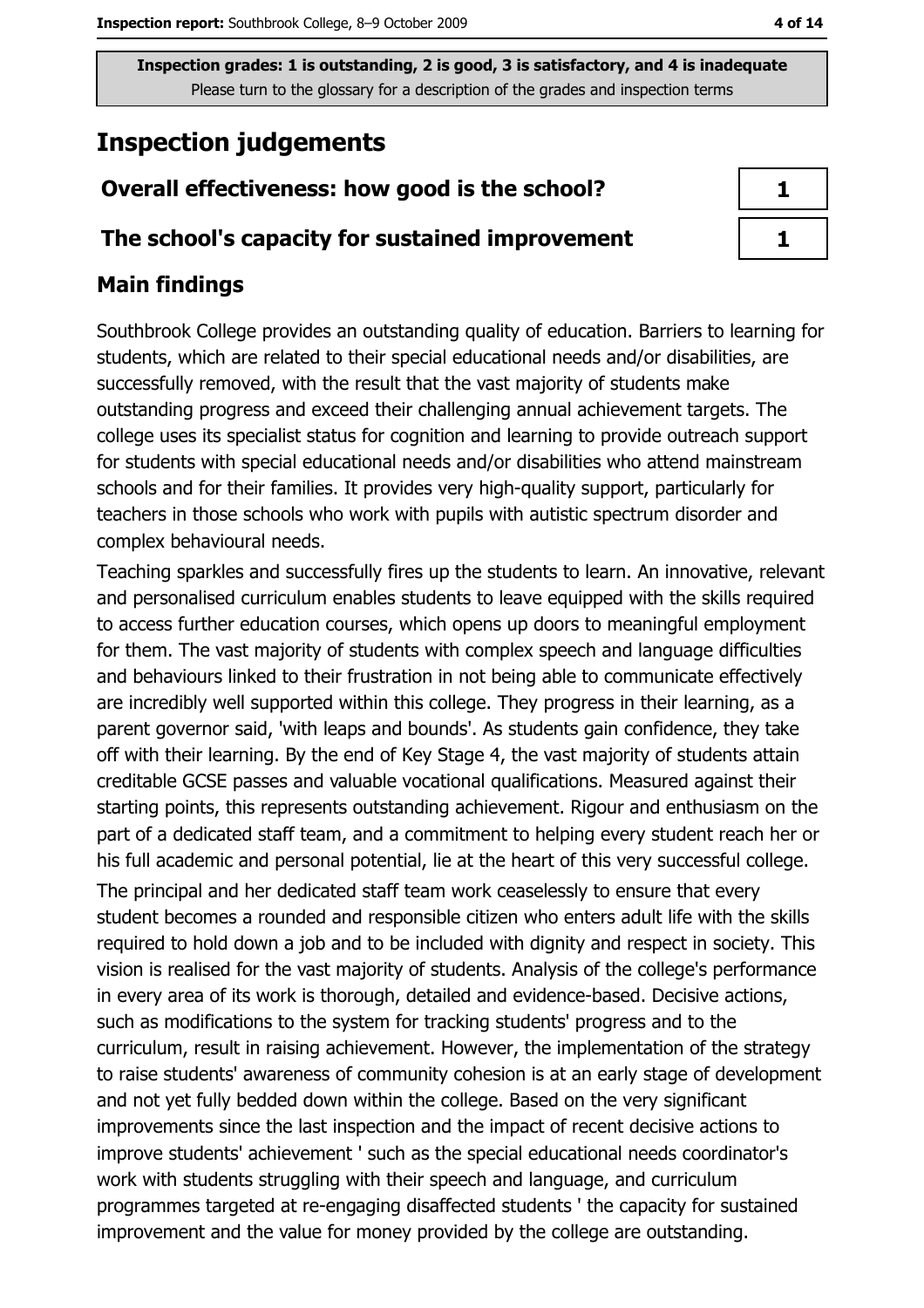Inspection grades: 1 is outstanding, 2 is good, 3 is satisfactory, and 4 is inadequate
Please turn to the glossary for a description of the grades and inspection terms

# Inspection judgements

| | |
|---|---|
| **Overall effectiveness: how good is the school?** | 1 |
| **The school's capacity for sustained improvement** | 1 |

## Main findings

Southbrook College provides an outstanding quality of education. Barriers to learning for students, which are related to their special educational needs and/or disabilities, are successfully removed, with the result that the vast majority of students make outstanding progress and exceed their challenging annual achievement targets. The college uses its specialist status for cognition and learning to provide outreach support for students with special educational needs and/or disabilities who attend mainstream schools and for their families. It provides very high-quality support, particularly for teachers in those schools who work with pupils with autistic spectrum disorder and complex behavioural needs.

Teaching sparkles and successfully fires up the students to learn. An innovative, relevant and personalised curriculum enables students to leave equipped with the skills required to access further education courses, which opens up doors to meaningful employment for them. The vast majority of students with complex speech and language difficulties and behaviours linked to their frustration in not being able to communicate effectively are incredibly well supported within this college. They progress in their learning, as a parent governor said, 'with leaps and bounds'. As students gain confidence, they take off with their learning. By the end of Key Stage 4, the vast majority of students attain creditable GCSE passes and valuable vocational qualifications. Measured against their starting points, this represents outstanding achievement. Rigour and enthusiasm on the part of a dedicated staff team, and a commitment to helping every student reach her or his full academic and personal potential, lie at the heart of this very successful college.

The principal and her dedicated staff team work ceaselessly to ensure that every student becomes a rounded and responsible citizen who enters adult life with the skills required to hold down a job and to be included with dignity and respect in society. This vision is realised for the vast majority of students. Analysis of the college's performance in every area of its work is thorough, detailed and evidence-based. Decisive actions, such as modifications to the system for tracking students' progress and to the curriculum, result in raising achievement. However, the implementation of the strategy to raise students' awareness of community cohesion is at an early stage of development and not yet fully bedded down within the college. Based on the very significant improvements since the last inspection and the impact of recent decisive actions to improve students' achievement ' such as the special educational needs coordinator's work with students struggling with their speech and language, and curriculum programmes targeted at re-engaging disaffected students ' the capacity for sustained improvement and the value for money provided by the college are outstanding.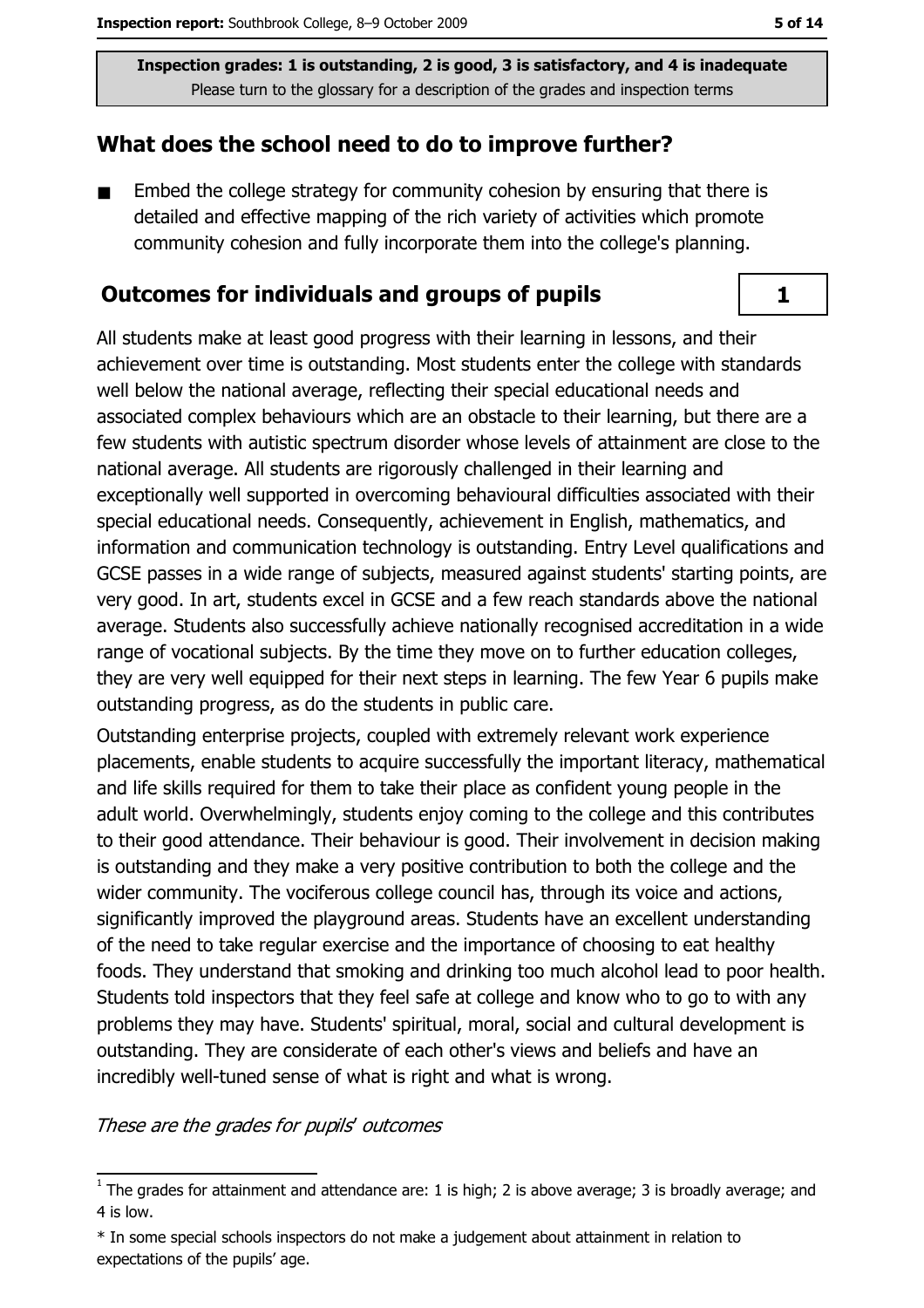**Inspection grades: 1 is outstanding, 2 is good, 3 is satisfactory, and 4 is inadequate**
Please turn to the glossary for a description of the grades and inspection terms

## What does the school need to do to improve further?

- Embed the college strategy for community cohesion by ensuring that there is detailed and effective mapping of the rich variety of activities which promote community cohesion and fully incorporate them into the college's planning.

## Outcomes for individuals and groups of pupils

**1**

All students make at least good progress with their learning in lessons, and their achievement over time is outstanding. Most students enter the college with standards well below the national average, reflecting their special educational needs and associated complex behaviours which are an obstacle to their learning, but there are a few students with autistic spectrum disorder whose levels of attainment are close to the national average. All students are rigorously challenged in their learning and exceptionally well supported in overcoming behavioural difficulties associated with their special educational needs. Consequently, achievement in English, mathematics, and information and communication technology is outstanding. Entry Level qualifications and GCSE passes in a wide range of subjects, measured against students' starting points, are very good. In art, students excel in GCSE and a few reach standards above the national average. Students also successfully achieve nationally recognised accreditation in a wide range of vocational subjects. By the time they move on to further education colleges, they are very well equipped for their next steps in learning. The few Year 6 pupils make outstanding progress, as do the students in public care.

Outstanding enterprise projects, coupled with extremely relevant work experience placements, enable students to acquire successfully the important literacy, mathematical and life skills required for them to take their place as confident young people in the adult world. Overwhelmingly, students enjoy coming to the college and this contributes to their good attendance. Their behaviour is good. Their involvement in decision making is outstanding and they make a very positive contribution to both the college and the wider community. The vociferous college council has, through its voice and actions, significantly improved the playground areas. Students have an excellent understanding of the need to take regular exercise and the importance of choosing to eat healthy foods. They understand that smoking and drinking too much alcohol lead to poor health. Students told inspectors that they feel safe at college and know who to go to with any problems they may have. Students' spiritual, moral, social and cultural development is outstanding. They are considerate of each other's views and beliefs and have an incredibly well-tuned sense of what is right and what is wrong.

*These are the grades for pupils' outcomes*

[1] The grades for attainment and attendance are: 1 is high; 2 is above average; 3 is broadly average; and 4 is low.

* In some special schools inspectors do not make a judgement about attainment in relation to expectations of the pupils' age.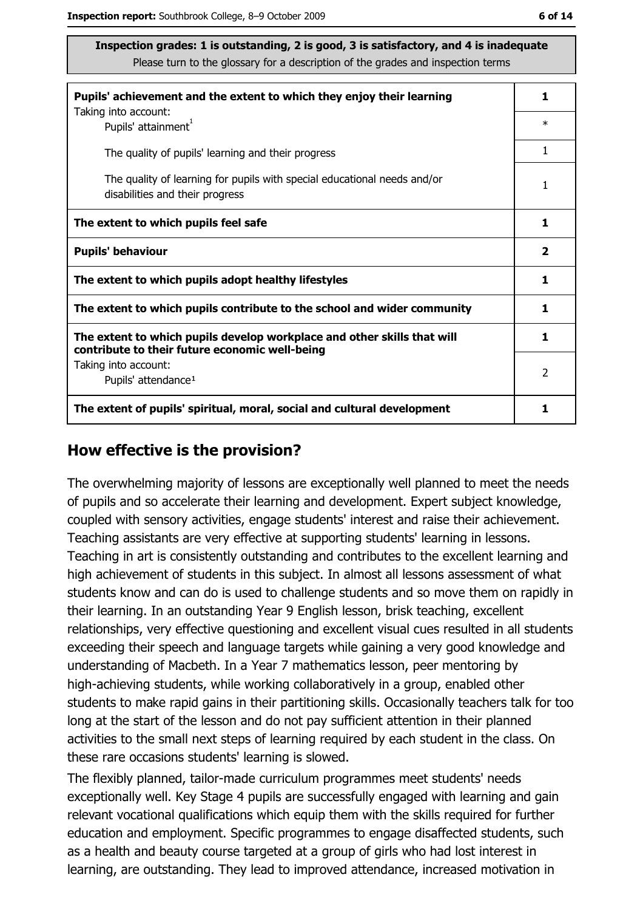**Inspection grades: 1 is outstanding, 2 is good, 3 is satisfactory, and 4 is inadequate**
Please turn to the glossary for a description of the grades and inspection terms

| | |
|---|---|
| **Pupils' achievement and the extent to which they enjoy their learning** Taking into account: | **1** |
| Pupils' attainment[1] | * |
| The quality of pupils' learning and their progress | 1 |
| The quality of learning for pupils with special educational needs and/or disabilities and their progress | 1 |
| **The extent to which pupils feel safe** | **1** |
| **Pupils' behaviour** | **2** |
| **The extent to which pupils adopt healthy lifestyles** | **1** |
| **The extent to which pupils contribute to the school and wider community** | **1** |
| **The extent to which pupils develop workplace and other skills that will contribute to their future economic well-being** | **1** |
| Taking into account: Pupils' attendance[1] | 2 |
| **The extent of pupils' spiritual, moral, social and cultural development** | **1** |

## How effective is the provision?

The overwhelming majority of lessons are exceptionally well planned to meet the needs of pupils and so accelerate their learning and development. Expert subject knowledge, coupled with sensory activities, engage students' interest and raise their achievement. Teaching assistants are very effective at supporting students' learning in lessons. Teaching in art is consistently outstanding and contributes to the excellent learning and high achievement of students in this subject. In almost all lessons assessment of what students know and can do is used to challenge students and so move them on rapidly in their learning. In an outstanding Year 9 English lesson, brisk teaching, excellent relationships, very effective questioning and excellent visual cues resulted in all students exceeding their speech and language targets while gaining a very good knowledge and understanding of Macbeth. In a Year 7 mathematics lesson, peer mentoring by high-achieving students, while working collaboratively in a group, enabled other students to make rapid gains in their partitioning skills. Occasionally teachers talk for too long at the start of the lesson and do not pay sufficient attention in their planned activities to the small next steps of learning required by each student in the class. On these rare occasions students' learning is slowed.

The flexibly planned, tailor-made curriculum programmes meet students' needs exceptionally well. Key Stage 4 pupils are successfully engaged with learning and gain relevant vocational qualifications which equip them with the skills required for further education and employment. Specific programmes to engage disaffected students, such as a health and beauty course targeted at a group of girls who had lost interest in learning, are outstanding. They lead to improved attendance, increased motivation in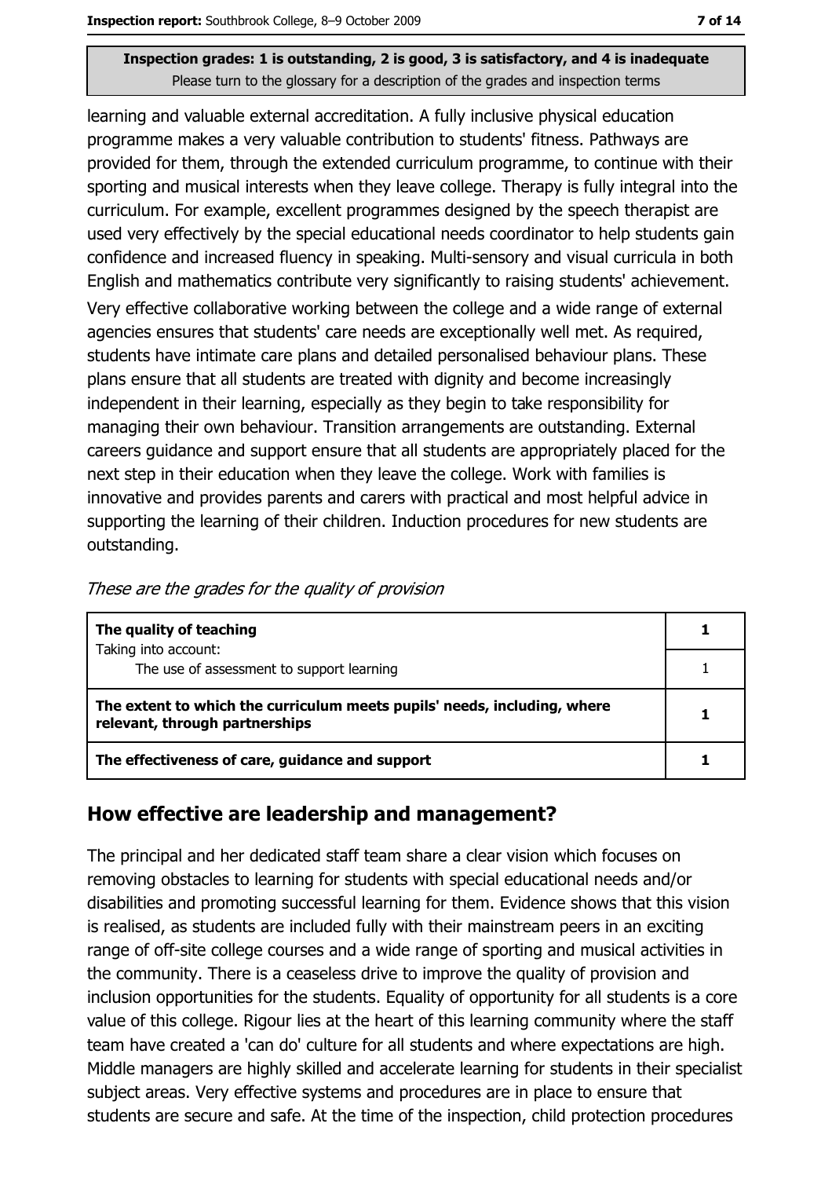Inspection grades: 1 is outstanding, 2 is good, 3 is satisfactory, and 4 is inadequate
Please turn to the glossary for a description of the grades and inspection terms

learning and valuable external accreditation. A fully inclusive physical education programme makes a very valuable contribution to students' fitness. Pathways are provided for them, through the extended curriculum programme, to continue with their sporting and musical interests when they leave college. Therapy is fully integral into the curriculum. For example, excellent programmes designed by the speech therapist are used very effectively by the special educational needs coordinator to help students gain confidence and increased fluency in speaking. Multi-sensory and visual curricula in both English and mathematics contribute very significantly to raising students' achievement.

Very effective collaborative working between the college and a wide range of external agencies ensures that students' care needs are exceptionally well met. As required, students have intimate care plans and detailed personalised behaviour plans. These plans ensure that all students are treated with dignity and become increasingly independent in their learning, especially as they begin to take responsibility for managing their own behaviour. Transition arrangements are outstanding. External careers guidance and support ensure that all students are appropriately placed for the next step in their education when they leave the college. Work with families is innovative and provides parents and carers with practical and most helpful advice in supporting the learning of their children. Induction procedures for new students are outstanding.

*These are the grades for the quality of provision*

| | |
|---|---|
| **The quality of teaching**<br>Taking into account: | **1** |
| The use of assessment to support learning | 1 |
| **The extent to which the curriculum meets pupils' needs, including, where relevant, through partnerships** | **1** |
| **The effectiveness of care, guidance and support** | **1** |

## How effective are leadership and management?

The principal and her dedicated staff team share a clear vision which focuses on removing obstacles to learning for students with special educational needs and/or disabilities and promoting successful learning for them. Evidence shows that this vision is realised, as students are included fully with their mainstream peers in an exciting range of off-site college courses and a wide range of sporting and musical activities in the community. There is a ceaseless drive to improve the quality of provision and inclusion opportunities for the students. Equality of opportunity for all students is a core value of this college. Rigour lies at the heart of this learning community where the staff team have created a 'can do' culture for all students and where expectations are high. Middle managers are highly skilled and accelerate learning for students in their specialist subject areas. Very effective systems and procedures are in place to ensure that students are secure and safe. At the time of the inspection, child protection procedures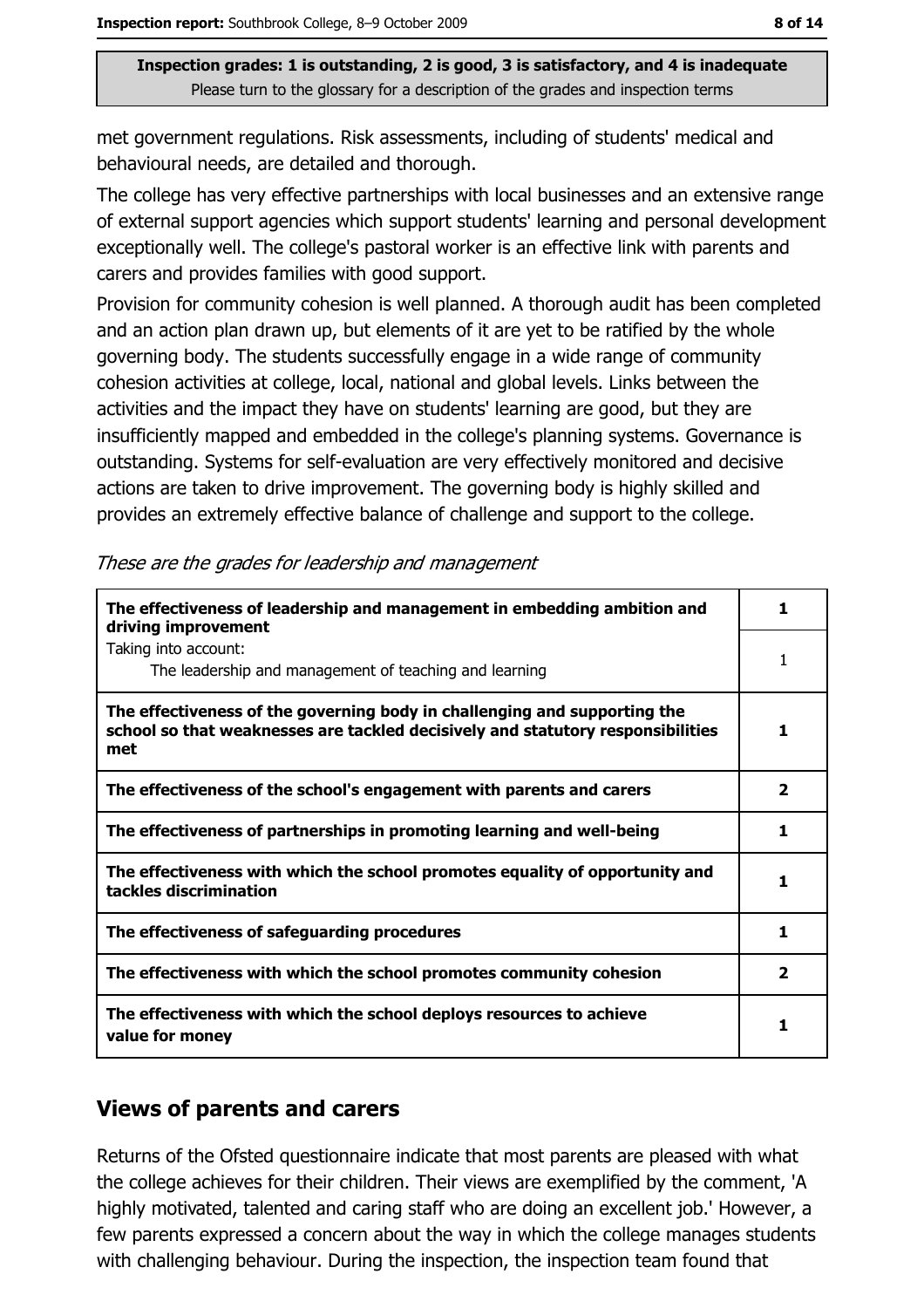Inspection grades: 1 is outstanding, 2 is good, 3 is satisfactory, and 4 is inadequate
Please turn to the glossary for a description of the grades and inspection terms

met government regulations. Risk assessments, including of students' medical and behavioural needs, are detailed and thorough.

The college has very effective partnerships with local businesses and an extensive range of external support agencies which support students' learning and personal development exceptionally well. The college's pastoral worker is an effective link with parents and carers and provides families with good support.

Provision for community cohesion is well planned. A thorough audit has been completed and an action plan drawn up, but elements of it are yet to be ratified by the whole governing body. The students successfully engage in a wide range of community cohesion activities at college, local, national and global levels. Links between the activities and the impact they have on students' learning are good, but they are insufficiently mapped and embedded in the college's planning systems. Governance is outstanding. Systems for self-evaluation are very effectively monitored and decisive actions are taken to drive improvement. The governing body is highly skilled and provides an extremely effective balance of challenge and support to the college.

*These are the grades for leadership and management*

| | |
|---|---|
| **The effectiveness of leadership and management in embedding ambition and driving improvement** | **1** |
| Taking into account: The leadership and management of teaching and learning | 1 |
| **The effectiveness of the governing body in challenging and supporting the school so that weaknesses are tackled decisively and statutory responsibilities met** | **1** |
| **The effectiveness of the school's engagement with parents and carers** | **2** |
| **The effectiveness of partnerships in promoting learning and well-being** | **1** |
| **The effectiveness with which the school promotes equality of opportunity and tackles discrimination** | **1** |
| **The effectiveness of safeguarding procedures** | **1** |
| **The effectiveness with which the school promotes community cohesion** | **2** |
| **The effectiveness with which the school deploys resources to achieve value for money** | **1** |

## Views of parents and carers

Returns of the Ofsted questionnaire indicate that most parents are pleased with what the college achieves for their children. Their views are exemplified by the comment, 'A highly motivated, talented and caring staff who are doing an excellent job.' However, a few parents expressed a concern about the way in which the college manages students with challenging behaviour. During the inspection, the inspection team found that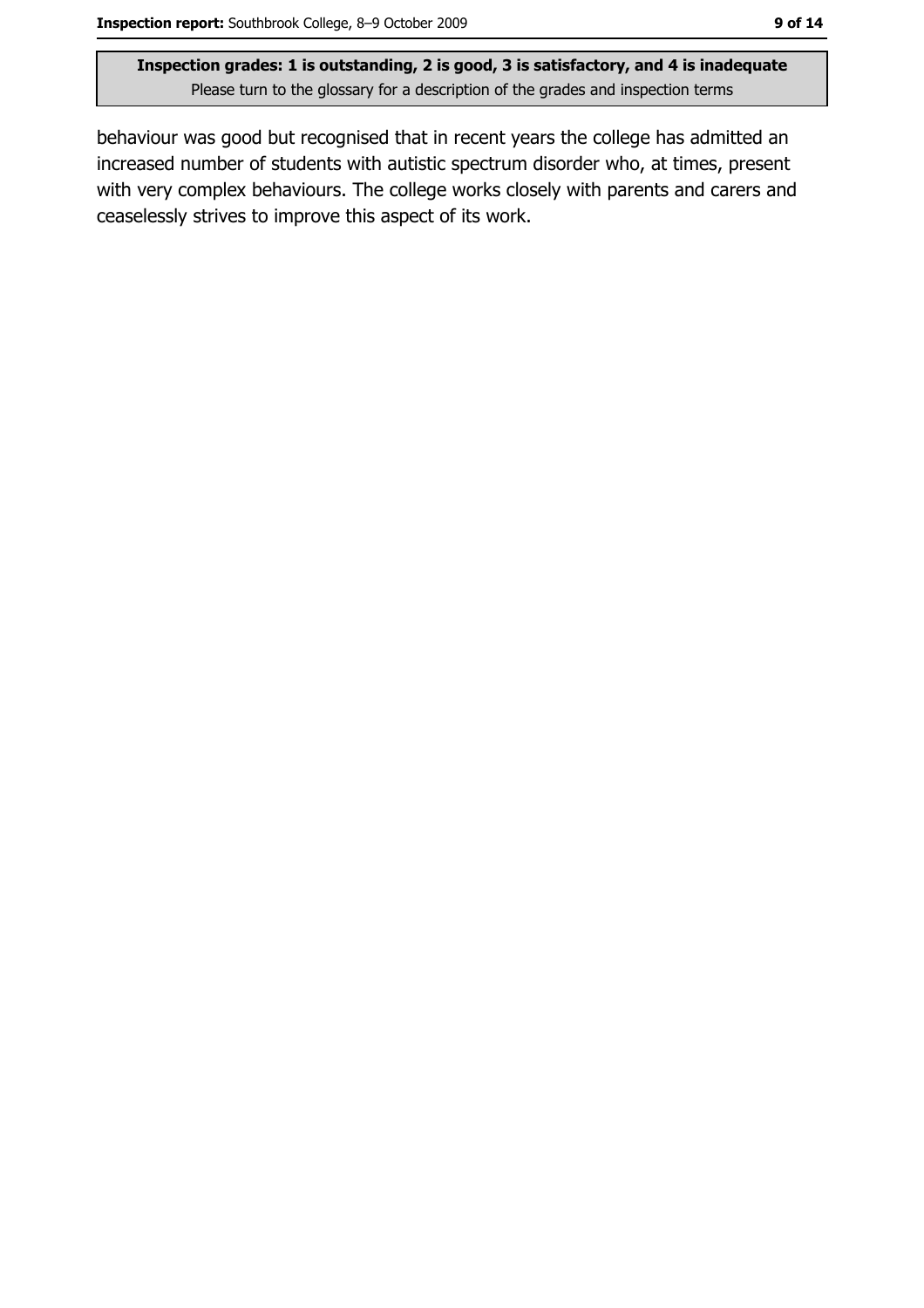behaviour was good but recognised that in recent years the college has admitted an increased number of students with autistic spectrum disorder who, at times, present with very complex behaviours. The college works closely with parents and carers and ceaselessly strives to improve this aspect of its work.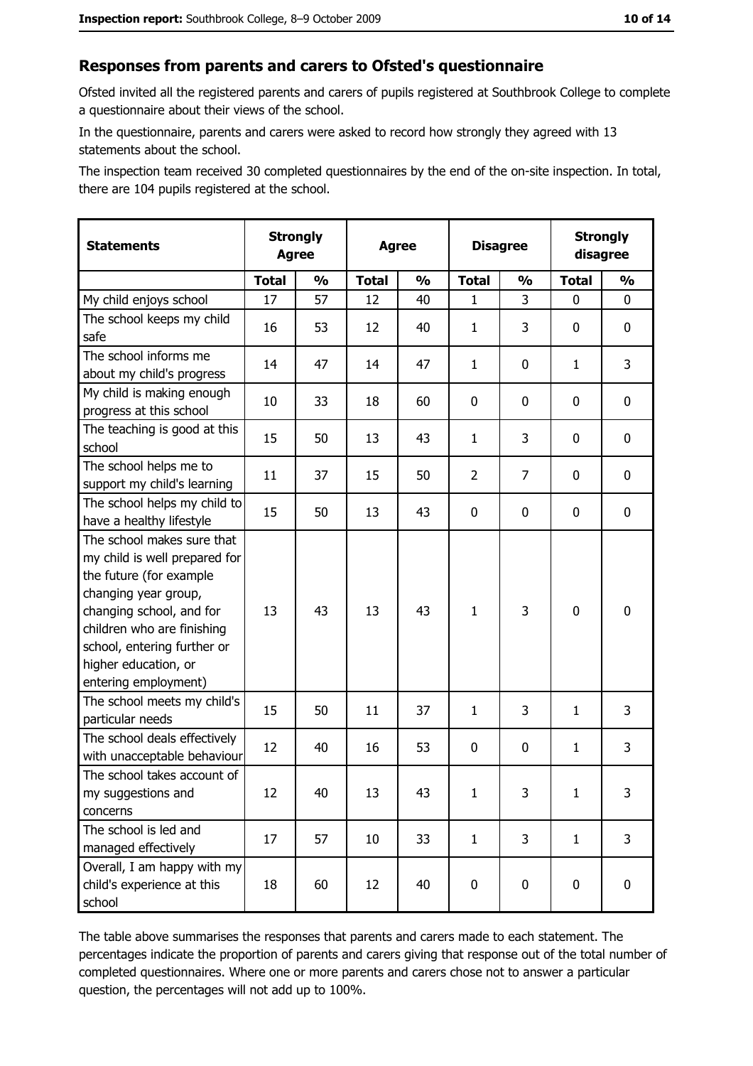## Responses from parents and carers to Ofsted's questionnaire

Ofsted invited all the registered parents and carers of pupils registered at Southbrook College to complete a questionnaire about their views of the school.

In the questionnaire, parents and carers were asked to record how strongly they agreed with 13 statements about the school.

The inspection team received 30 completed questionnaires by the end of the on-site inspection. In total, there are 104 pupils registered at the school.

| Statements | Strongly Agree | | Agree | | Disagree | | Strongly disagree | |
|---|---|---|---|---|---|---|---|---|
| | Total | % | Total | % | Total | % | Total | % |
| My child enjoys school | 17 | 57 | 12 | 40 | 1 | 3 | 0 | 0 |
| The school keeps my child safe | 16 | 53 | 12 | 40 | 1 | 3 | 0 | 0 |
| The school informs me about my child's progress | 14 | 47 | 14 | 47 | 1 | 0 | 1 | 3 |
| My child is making enough progress at this school | 10 | 33 | 18 | 60 | 0 | 0 | 0 | 0 |
| The teaching is good at this school | 15 | 50 | 13 | 43 | 1 | 3 | 0 | 0 |
| The school helps me to support my child's learning | 11 | 37 | 15 | 50 | 2 | 7 | 0 | 0 |
| The school helps my child to have a healthy lifestyle | 15 | 50 | 13 | 43 | 0 | 0 | 0 | 0 |
| The school makes sure that my child is well prepared for the future (for example changing year group, changing school, and for children who are finishing school, entering further or higher education, or entering employment) | 13 | 43 | 13 | 43 | 1 | 3 | 0 | 0 |
| The school meets my child's particular needs | 15 | 50 | 11 | 37 | 1 | 3 | 1 | 3 |
| The school deals effectively with unacceptable behaviour | 12 | 40 | 16 | 53 | 0 | 0 | 1 | 3 |
| The school takes account of my suggestions and concerns | 12 | 40 | 13 | 43 | 1 | 3 | 1 | 3 |
| The school is led and managed effectively | 17 | 57 | 10 | 33 | 1 | 3 | 1 | 3 |
| Overall, I am happy with my child's experience at this school | 18 | 60 | 12 | 40 | 0 | 0 | 0 | 0 |

The table above summarises the responses that parents and carers made to each statement. The percentages indicate the proportion of parents and carers giving that response out of the total number of completed questionnaires. Where one or more parents and carers chose not to answer a particular question, the percentages will not add up to 100%.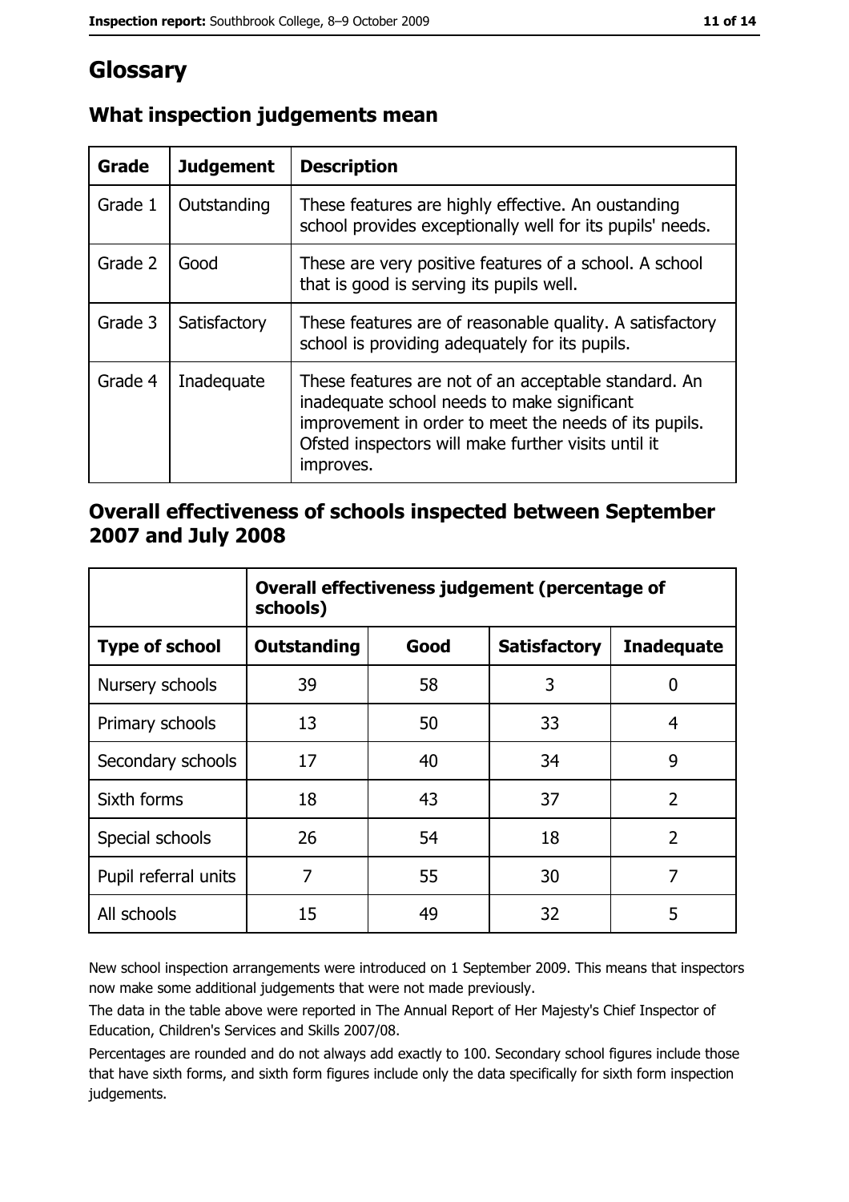# Glossary

## What inspection judgements mean

| Grade | Judgement | Description |
|---|---|---|
| Grade 1 | Outstanding | These features are highly effective. An oustanding school provides exceptionally well for its pupils' needs. |
| Grade 2 | Good | These are very positive features of a school. A school that is good is serving its pupils well. |
| Grade 3 | Satisfactory | These features are of reasonable quality. A satisfactory school is providing adequately for its pupils. |
| Grade 4 | Inadequate | These features are not of an acceptable standard. An inadequate school needs to make significant improvement in order to meet the needs of its pupils. Ofsted inspectors will make further visits until it improves. |

## Overall effectiveness of schools inspected between September 2007 and July 2008

| | Overall effectiveness judgement (percentage of schools) | | | |
|---|---|---|---|---|
| **Type of school** | **Outstanding** | **Good** | **Satisfactory** | **Inadequate** |
| Nursery schools | 39 | 58 | 3 | 0 |
| Primary schools | 13 | 50 | 33 | 4 |
| Secondary schools | 17 | 40 | 34 | 9 |
| Sixth forms | 18 | 43 | 37 | 2 |
| Special schools | 26 | 54 | 18 | 2 |
| Pupil referral units | 7 | 55 | 30 | 7 |
| All schools | 15 | 49 | 32 | 5 |

New school inspection arrangements were introduced on 1 September 2009. This means that inspectors now make some additional judgements that were not made previously.

The data in the table above were reported in The Annual Report of Her Majesty's Chief Inspector of Education, Children's Services and Skills 2007/08.

Percentages are rounded and do not always add exactly to 100. Secondary school figures include those that have sixth forms, and sixth form figures include only the data specifically for sixth form inspection judgements.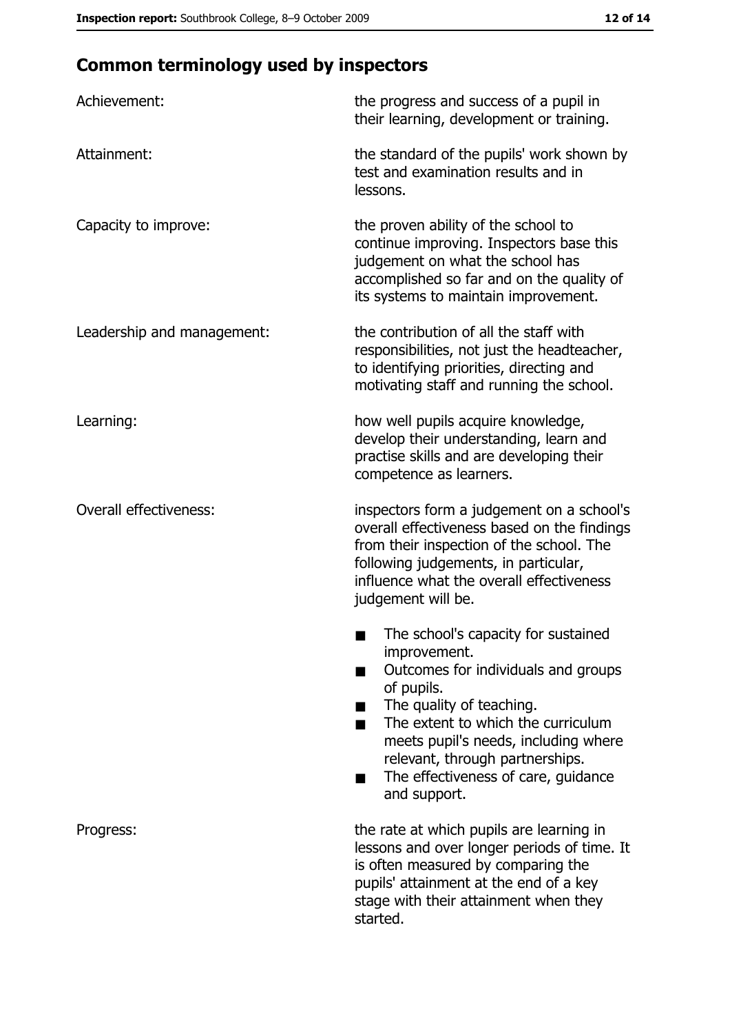## Common terminology used by inspectors

| | |
|---|---|
| Achievement: | the progress and success of a pupil in their learning, development or training. |
| Attainment: | the standard of the pupils' work shown by test and examination results and in lessons. |
| Capacity to improve: | the proven ability of the school to continue improving. Inspectors base this judgement on what the school has accomplished so far and on the quality of its systems to maintain improvement. |
| Leadership and management: | the contribution of all the staff with responsibilities, not just the headteacher, to identifying priorities, directing and motivating staff and running the school. |
| Learning: | how well pupils acquire knowledge, develop their understanding, learn and practise skills and are developing their competence as learners. |
| Overall effectiveness: | inspectors form a judgement on a school's overall effectiveness based on the findings from their inspection of the school. The following judgements, in particular, influence what the overall effectiveness judgement will be. ■ The school's capacity for sustained improvement. ■ Outcomes for individuals and groups of pupils. ■ The quality of teaching. ■ The extent to which the curriculum meets pupil's needs, including where relevant, through partnerships. ■ The effectiveness of care, guidance and support. |
| Progress: | the rate at which pupils are learning in lessons and over longer periods of time. It is often measured by comparing the pupils' attainment at the end of a key stage with their attainment when they started. |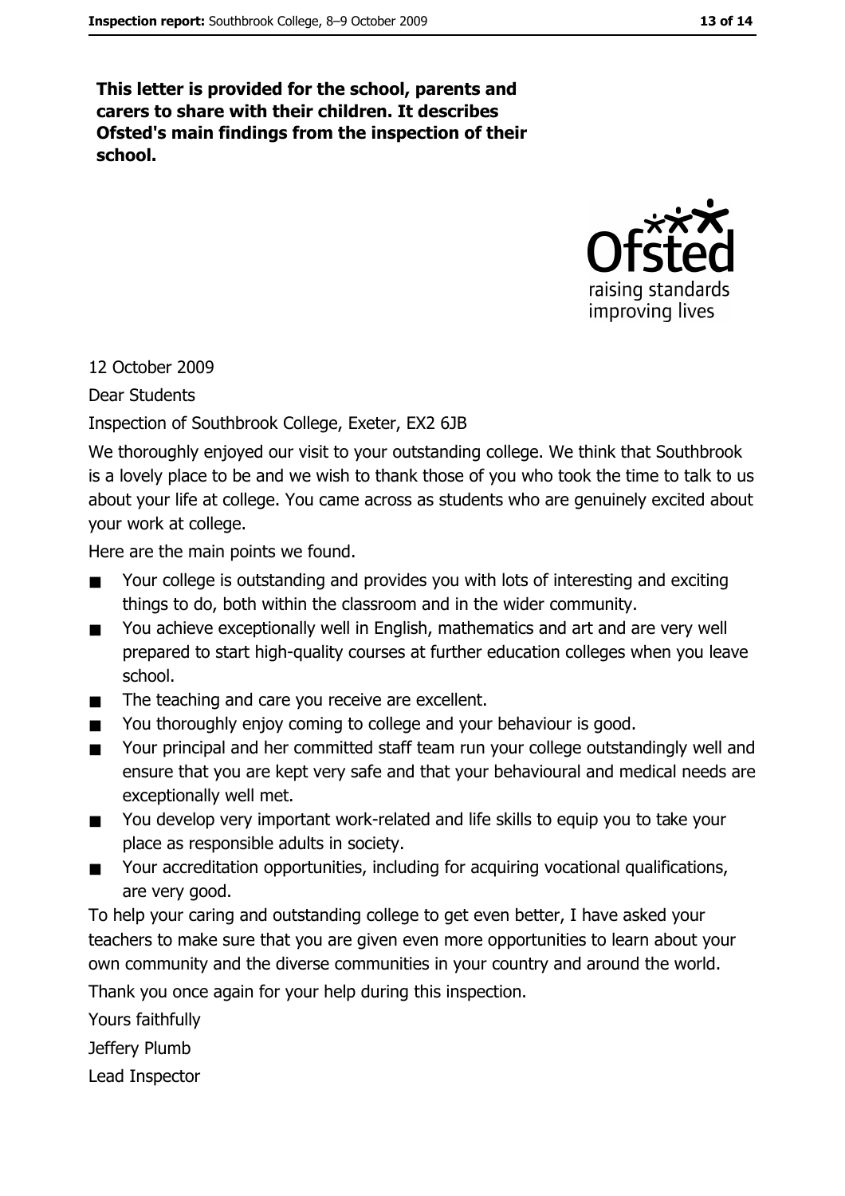**This letter is provided for the school, parents and carers to share with their children. It describes Ofsted's main findings from the inspection of their school.**

12 October 2009

Dear Students

Inspection of Southbrook College, Exeter, EX2 6JB

We thoroughly enjoyed our visit to your outstanding college. We think that Southbrook is a lovely place to be and we wish to thank those of you who took the time to talk to us about your life at college. You came across as students who are genuinely excited about your work at college.

Here are the main points we found.

- Your college is outstanding and provides you with lots of interesting and exciting things to do, both within the classroom and in the wider community.
- You achieve exceptionally well in English, mathematics and art and are very well prepared to start high-quality courses at further education colleges when you leave school.
- The teaching and care you receive are excellent.
- You thoroughly enjoy coming to college and your behaviour is good.
- Your principal and her committed staff team run your college outstandingly well and ensure that you are kept very safe and that your behavioural and medical needs are exceptionally well met.
- You develop very important work-related and life skills to equip you to take your place as responsible adults in society.
- Your accreditation opportunities, including for acquiring vocational qualifications, are very good.

To help your caring and outstanding college to get even better, I have asked your teachers to make sure that you are given even more opportunities to learn about your own community and the diverse communities in your country and around the world.

Thank you once again for your help during this inspection.

Yours faithfully

Jeffery Plumb

Lead Inspector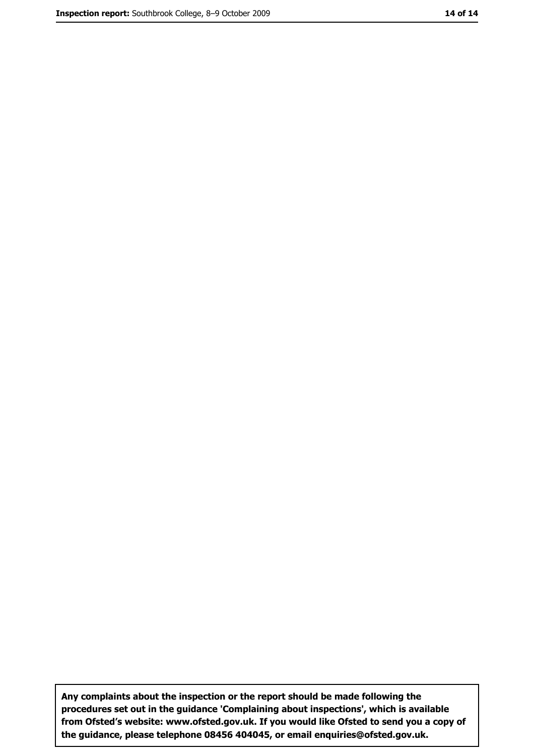**Any complaints about the inspection or the report should be made following the procedures set out in the guidance 'Complaining about inspections', which is available from Ofsted's website: www.ofsted.gov.uk. If you would like Ofsted to send you a copy of the guidance, please telephone 08456 404045, or email enquiries@ofsted.gov.uk.**